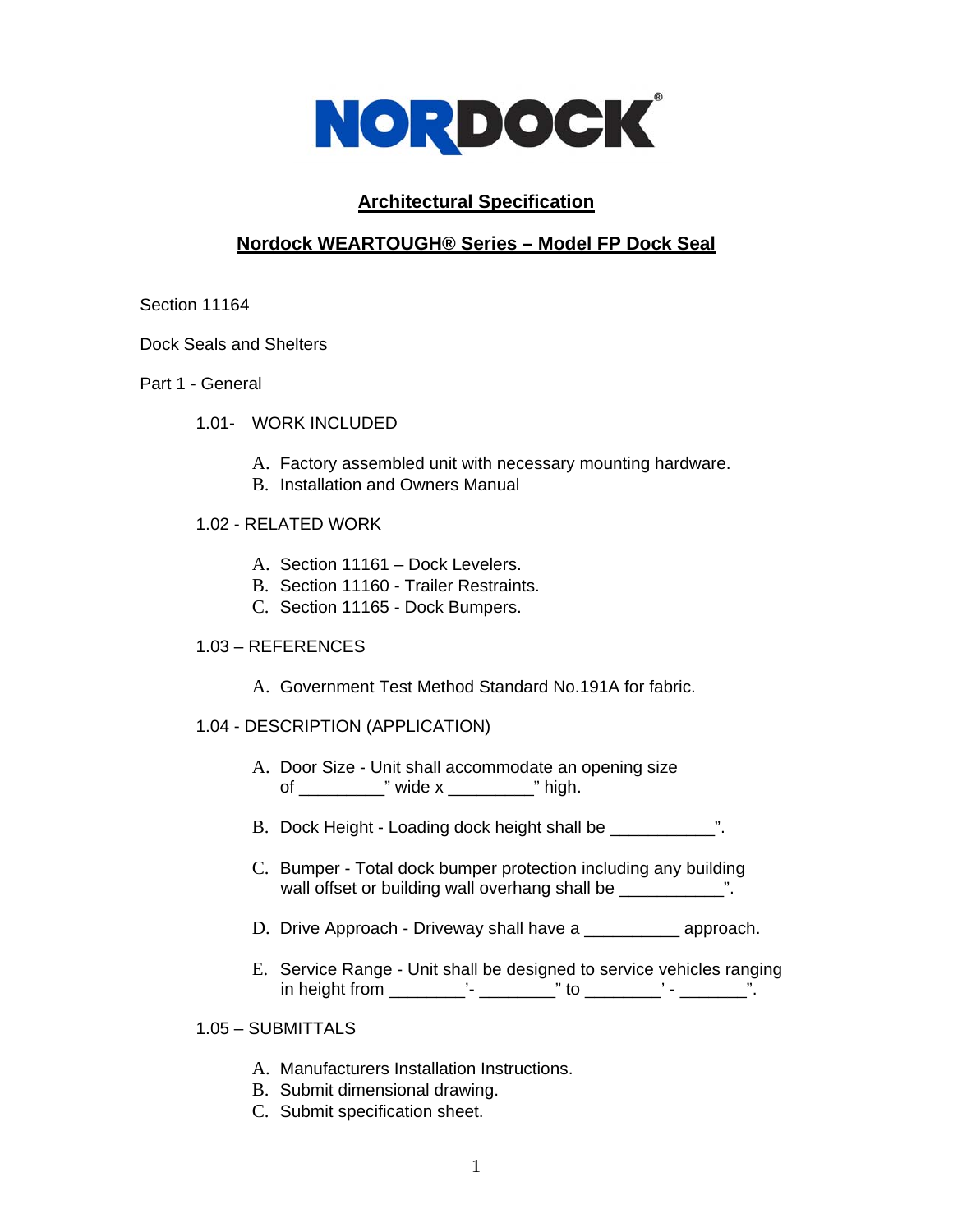NORDOCK®

# Architectural Specification

## Nordock WEARTOUGH® Series – Model FP Dock Seal

Section 11164

Dock Seals and Shelters

Part 1 - General

1.01- WORK INCLUDED

A. Factory assembled unit with necessary mounting hardware.
B. Installation and Owners Manual

1.02 - RELATED WORK

A. Section 11161 – Dock Levelers.
B. Section 11160 - Trailer Restraints.
C. Section 11165 - Dock Bumpers.

1.03 – REFERENCES

A. Government Test Method Standard No.191A for fabric.

1.04 - DESCRIPTION (APPLICATION)

A. Door Size - Unit shall accommodate an opening size of _________" wide x _________" high.

B. Dock Height - Loading dock height shall be ___________".

C. Bumper - Total dock bumper protection including any building wall offset or building wall overhang shall be ___________".

D. Drive Approach - Driveway shall have a __________ approach.

E. Service Range - Unit shall be designed to service vehicles ranging in height from ________'- ________" to ________' - _______".

1.05 – SUBMITTALS

A. Manufacturers Installation Instructions.
B. Submit dimensional drawing.
C. Submit specification sheet.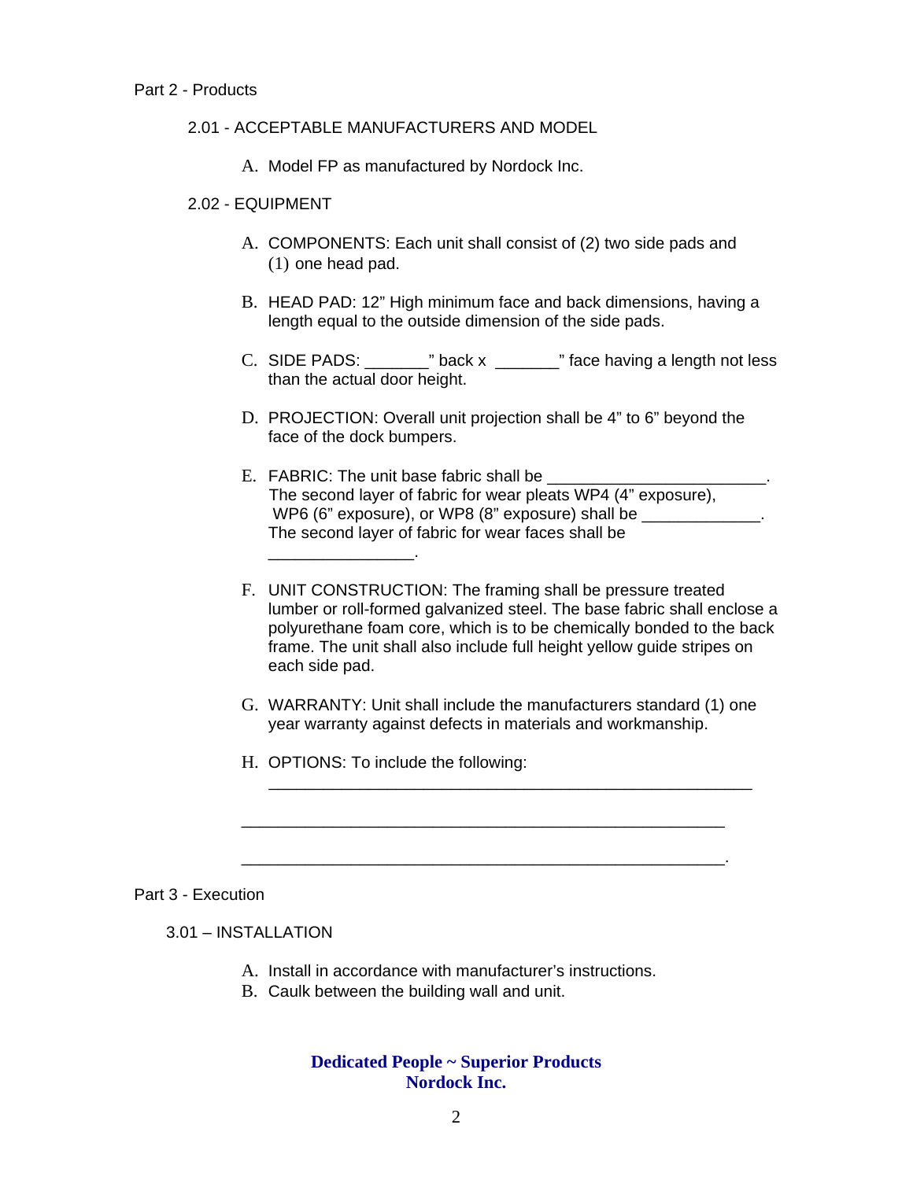Part 2 - Products

2.01 - ACCEPTABLE MANUFACTURERS AND MODEL

A. Model FP as manufactured by Nordock Inc.

2.02 - EQUIPMENT

A. COMPONENTS: Each unit shall consist of (2) two side pads and (1) one head pad.

B. HEAD PAD: 12" High minimum face and back dimensions, having a length equal to the outside dimension of the side pads.

C. SIDE PADS: _______" back x _______" face having a length not less than the actual door height.

D. PROJECTION: Overall unit projection shall be 4" to 6" beyond the face of the dock bumpers.

E. FABRIC: The unit base fabric shall be ________________________. The second layer of fabric for wear pleats WP4 (4" exposure), WP6 (6" exposure), or WP8 (8" exposure) shall be _____________. The second layer of fabric for wear faces shall be ________________.

F. UNIT CONSTRUCTION: The framing shall be pressure treated lumber or roll-formed galvanized steel. The base fabric shall enclose a polyurethane foam core, which is to be chemically bonded to the back frame. The unit shall also include full height yellow guide stripes on each side pad.

G. WARRANTY: Unit shall include the manufacturers standard (1) one year warranty against defects in materials and workmanship.

H. OPTIONS: To include the following: _______________________________________________________

_______________________________________________________

_______________________________________________________.

Part 3 - Execution

3.01 – INSTALLATION

A. Install in accordance with manufacturer's instructions.
B. Caulk between the building wall and unit.

**Dedicated People ~ Superior Products**
**Nordock Inc.**